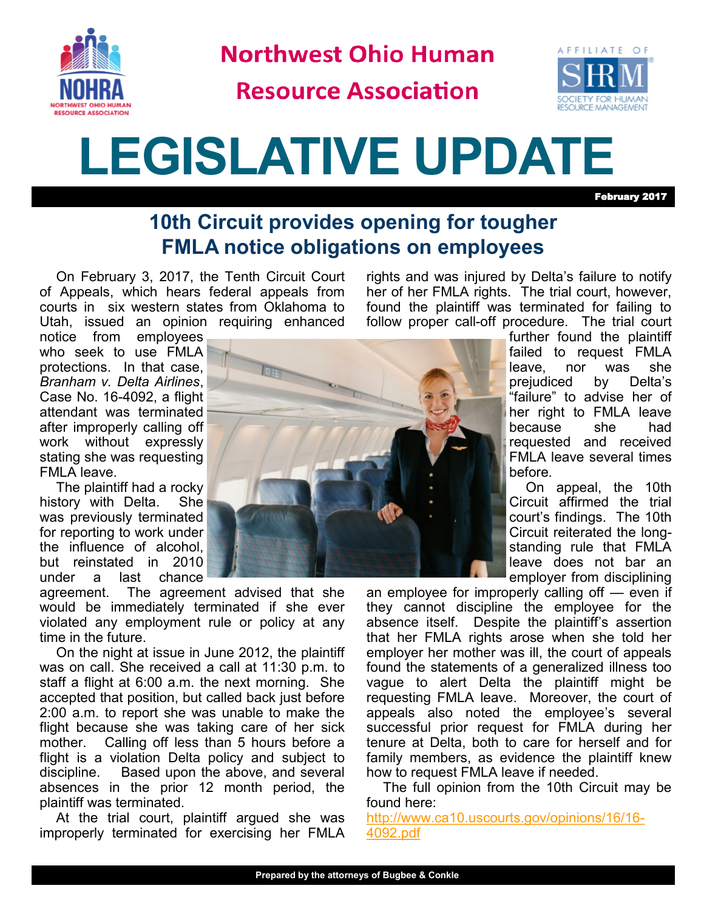# Northwest Ohio Human Resource Association

# LEGISLATIVE UPDATE

February 2017

## 10th Circuit provides opening for tougher FMLA notice obligations on employees

On February 3, 2017, the Tenth Circuit Court of Appeals, which hears federal appeals from courts in six western states from Oklahoma to Utah, issued an opinion requiring enhanced notice from employees who seek to use FMLA protections. In that case, *Branham v. Delta Airlines*, Case No. 16-4092, a flight attendant was terminated after improperly calling off work without expressly stating she was requesting FMLA leave.

The plaintiff had a rocky history with Delta. She was previously terminated for reporting to work under the influence of alcohol, but reinstated in 2010 under a last chance agreement. The agreement advised that she would be immediately terminated if she ever violated any employment rule or policy at any time in the future.

On the night at issue in June 2012, the plaintiff was on call. She received a call at 11:30 p.m. to staff a flight at 6:00 a.m. the next morning. She accepted that position, but called back just before 2:00 a.m. to report she was unable to make the flight because she was taking care of her sick mother. Calling off less than 5 hours before a flight is a violation Delta policy and subject to discipline. Based upon the above, and several absences in the prior 12 month period, the plaintiff was terminated.

At the trial court, plaintiff argued she was improperly terminated for exercising her FMLA rights and was injured by Delta's failure to notify her of her FMLA rights. The trial court, however, found the plaintiff was terminated for failing to follow proper call-off procedure. The trial court further found the plaintiff failed to request FMLA leave, nor was she prejudiced by Delta's "failure" to advise her of her right to FMLA leave because she had requested and received FMLA leave several times before.

On appeal, the 10th Circuit affirmed the trial court's findings. The 10th Circuit reiterated the long-standing rule that FMLA leave does not bar an employer from disciplining an employee for improperly calling off — even if they cannot discipline the employee for the absence itself. Despite the plaintiff's assertion that her FMLA rights arose when she told her employer her mother was ill, the court of appeals found the statements of a generalized illness too vague to alert Delta the plaintiff might be requesting FMLA leave. Moreover, the court of appeals also noted the employee's several successful prior request for FMLA during her tenure at Delta, both to care for herself and for family members, as evidence the plaintiff knew how to request FMLA leave if needed.

The full opinion from the 10th Circuit may be found here: [http://www.ca10.uscourts.gov/opinions/16/16-4092.pdf](http://www.ca10.uscourts.gov/opinions/16/16-4092.pdf)

Prepared by the attorneys of Bugbee & Conkle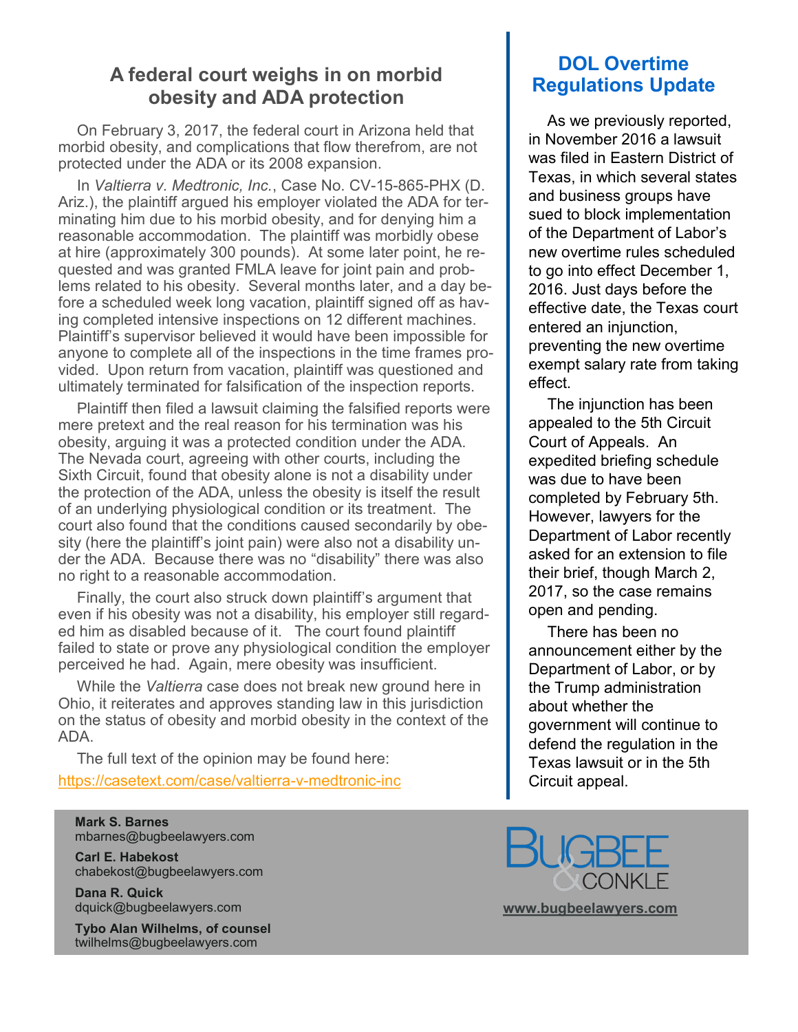## A federal court weighs in on morbid obesity and ADA protection

On February 3, 2017, the federal court in Arizona held that morbid obesity, and complications that flow therefrom, are not protected under the ADA or its 2008 expansion.

In *Valtierra v. Medtronic, Inc.*, Case No. CV-15-865-PHX (D. Ariz.), the plaintiff argued his employer violated the ADA for terminating him due to his morbid obesity, and for denying him a reasonable accommodation. The plaintiff was morbidly obese at hire (approximately 300 pounds). At some later point, he requested and was granted FMLA leave for joint pain and problems related to his obesity. Several months later, and a day before a scheduled week long vacation, plaintiff signed off as having completed intensive inspections on 12 different machines. Plaintiff's supervisor believed it would have been impossible for anyone to complete all of the inspections in the time frames provided. Upon return from vacation, plaintiff was questioned and ultimately terminated for falsification of the inspection reports.

Plaintiff then filed a lawsuit claiming the falsified reports were mere pretext and the real reason for his termination was his obesity, arguing it was a protected condition under the ADA. The Nevada court, agreeing with other courts, including the Sixth Circuit, found that obesity alone is not a disability under the protection of the ADA, unless the obesity is itself the result of an underlying physiological condition or its treatment. The court also found that the conditions caused secondarily by obesity (here the plaintiff's joint pain) were also not a disability under the ADA. Because there was no "disability" there was also no right to a reasonable accommodation.

Finally, the court also struck down plaintiff's argument that even if his obesity was not a disability, his employer still regarded him as disabled because of it. The court found plaintiff failed to state or prove any physiological condition the employer perceived he had. Again, mere obesity was insufficient.

While the *Valtierra* case does not break new ground here in Ohio, it reiterates and approves standing law in this jurisdiction on the status of obesity and morbid obesity in the context of the ADA.

The full text of the opinion may be found here:
https://casetext.com/case/valtierra-v-medtronic-inc

## DOL Overtime Regulations Update

As we previously reported, in November 2016 a lawsuit was filed in Eastern District of Texas, in which several states and business groups have sued to block implementation of the Department of Labor's new overtime rules scheduled to go into effect December 1, 2016. Just days before the effective date, the Texas court entered an injunction, preventing the new overtime exempt salary rate from taking effect.

The injunction has been appealed to the 5th Circuit Court of Appeals. An expedited briefing schedule was due to have been completed by February 5th. However, lawyers for the Department of Labor recently asked for an extension to file their brief, though March 2, 2017, so the case remains open and pending.

There has been no announcement either by the Department of Labor, or by the Trump administration about whether the government will continue to defend the regulation in the Texas lawsuit or in the 5th Circuit appeal.

**Mark S. Barnes**
mbarnes@bugbeelawyers.com

**Carl E. Habekost**
chabekost@bugbeelawyers.com

**Dana R. Quick**
dquick@bugbeelawyers.com

**Tybo Alan Wilhelms, of counsel**
twilhelms@bugbeelawyers.com

BUGBEE & CONKLE

www.bugbeelawyers.com